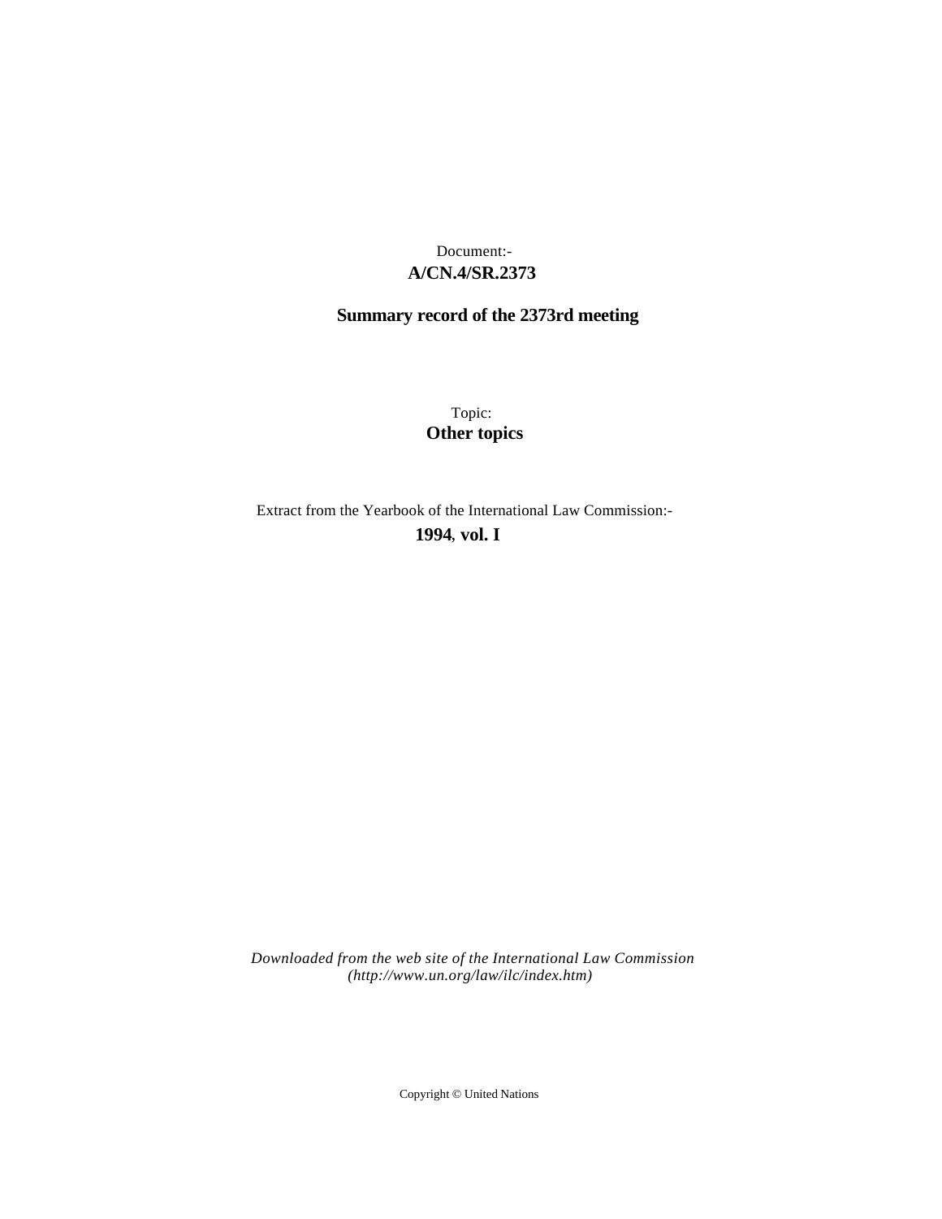Document:-

**A/CN.4/SR.2373**

**Summary record of the 2373rd meeting**

Topic:

**Other topics**

Extract from the Yearbook of the International Law Commission:-

**1994**, **vol. I**

*Downloaded from the web site of the International Law Commission (http://www.un.org/law/ilc/index.htm)*

Copyright © United Nations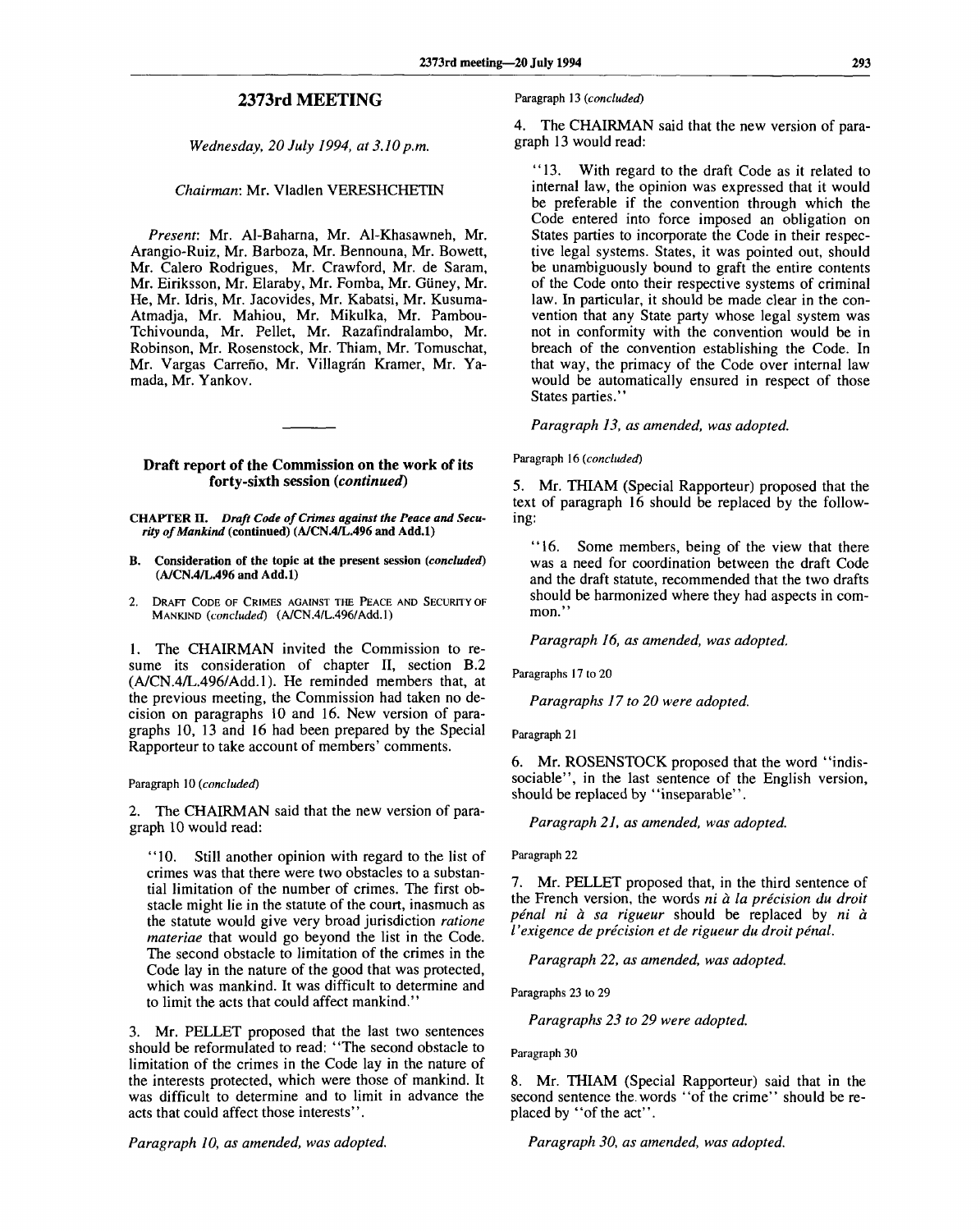## 2373rd MEETING

*Wednesday, 20 July 1994, at 3.10 p.m.*

*Chairman*: Mr. Vladlen VERESHCHETIN

*Present*: Mr. Al-Baharna, Mr. Al-Khasawneh, Mr. Arangio-Ruiz, Mr. Barboza, Mr. Bennouna, Mr. Bowett, Mr. Calero Rodrigues, Mr. Crawford, Mr. de Saram, Mr. Eiriksson, Mr. Elaraby, Mr. Fomba, Mr. Güney, Mr. He, Mr. Idris, Mr. Jacovides, Mr. Kabatsi, Mr. Kusuma-Atmadja, Mr. Mahiou, Mr. Mikulka, Mr. Pambou-Tchivounda, Mr. Pellet, Mr. Razafindralambo, Mr. Robinson, Mr. Rosenstock, Mr. Thiam, Mr. Tomuschat, Mr. Vargas Carreño, Mr. Villagrán Kramer, Mr. Yamada, Mr. Yankov.

---

### Draft report of the Commission on the work of its forty-sixth session (*continued*)

**CHAPTER II.** *Draft Code of Crimes against the Peace and Security of Mankind* **(continued) (A/CN.4/L.496 and Add.1)**

**B. Consideration of the topic at the present session (*concluded*) (A/CN.4/L.496 and Add.1)**

2. DRAFT CODE OF CRIMES AGAINST THE PEACE AND SECURITY OF MANKIND (*concluded*) (A/CN.4/L.496/Add.1)

1. The CHAIRMAN invited the Commission to resume its consideration of chapter II, section B.2 (A/CN.4/L.496/Add.1). He reminded members that, at the previous meeting, the Commission had taken no decision on paragraphs 10 and 16. New version of paragraphs 10, 13 and 16 had been prepared by the Special Rapporteur to take account of members' comments.

Paragraph 10 (*concluded*)

2. The CHAIRMAN said that the new version of paragraph 10 would read:

> "10. Still another opinion with regard to the list of crimes was that there were two obstacles to a substantial limitation of the number of crimes. The first obstacle might lie in the statute of the court, inasmuch as the statute would give very broad jurisdiction *ratione materiae* that would go beyond the list in the Code. The second obstacle to limitation of the crimes in the Code lay in the nature of the good that was protected, which was mankind. It was difficult to determine and to limit the acts that could affect mankind."

3. Mr. PELLET proposed that the last two sentences should be reformulated to read: "The second obstacle to limitation of the crimes in the Code lay in the nature of the interests protected, which were those of mankind. It was difficult to determine and to limit in advance the acts that could affect those interests".

*Paragraph 10, as amended, was adopted.*

Paragraph 13 (*concluded*)

4. The CHAIRMAN said that the new version of paragraph 13 would read:

> "13. With regard to the draft Code as it related to internal law, the opinion was expressed that it would be preferable if the convention through which the Code entered into force imposed an obligation on States parties to incorporate the Code in their respective legal systems. States, it was pointed out, should be unambiguously bound to graft the entire contents of the Code onto their respective systems of criminal law. In particular, it should be made clear in the convention that any State party whose legal system was not in conformity with the convention would be in breach of the convention establishing the Code. In that way, the primacy of the Code over internal law would be automatically ensured in respect of those States parties."

*Paragraph 13, as amended, was adopted.*

Paragraph 16 (*concluded*)

5. Mr. THIAM (Special Rapporteur) proposed that the text of paragraph 16 should be replaced by the following:

> "16. Some members, being of the view that there was a need for coordination between the draft Code and the draft statute, recommended that the two drafts should be harmonized where they had aspects in common."

*Paragraph 16, as amended, was adopted.*

Paragraphs 17 to 20

*Paragraphs 17 to 20 were adopted.*

Paragraph 21

6. Mr. ROSENSTOCK proposed that the word "indissociable", in the last sentence of the English version, should be replaced by "inseparable".

*Paragraph 21, as amended, was adopted.*

Paragraph 22

7. Mr. PELLET proposed that, in the third sentence of the French version, the words *ni à la précision du droit pénal ni à sa rigueur* should be replaced by *ni à l'exigence de précision et de rigueur du droit pénal*.

*Paragraph 22, as amended, was adopted.*

Paragraphs 23 to 29

*Paragraphs 23 to 29 were adopted.*

Paragraph 30

8. Mr. THIAM (Special Rapporteur) said that in the second sentence the words "of the crime" should be replaced by "of the act".

*Paragraph 30, as amended, was adopted.*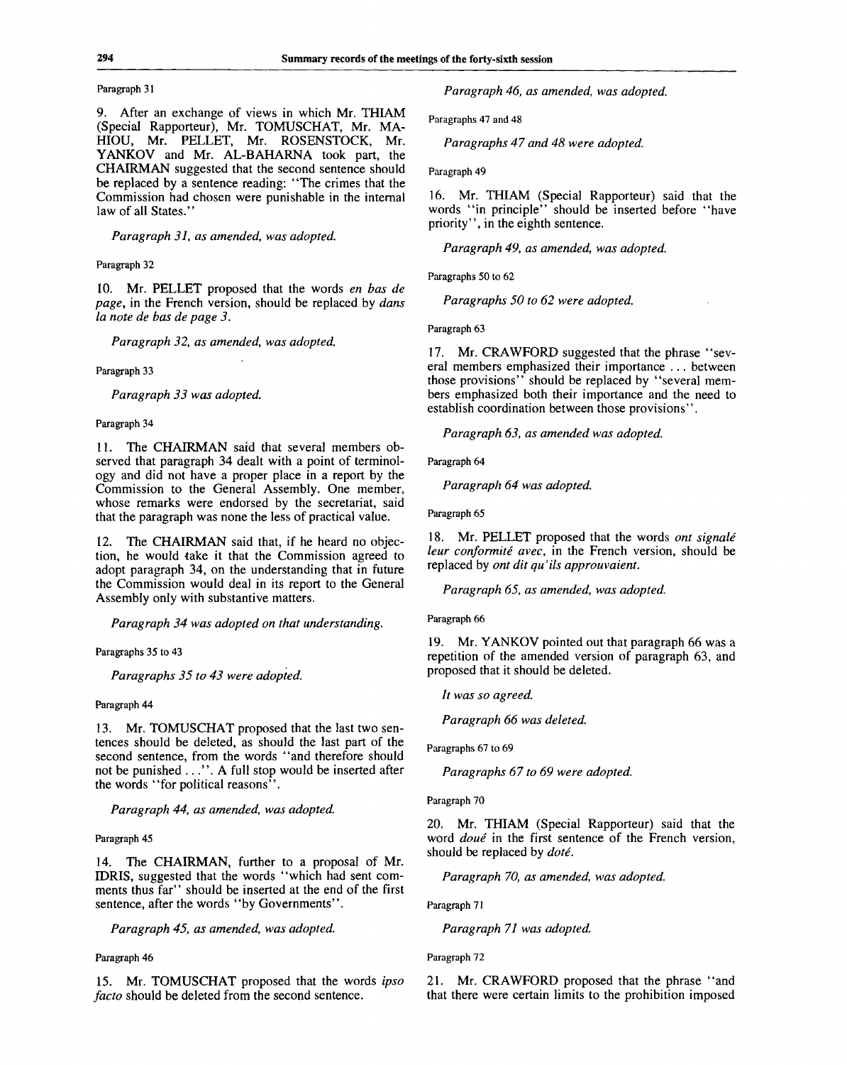Paragraph 31

9. After an exchange of views in which Mr. THIAM (Special Rapporteur), Mr. TOMUSCHAT, Mr. MAHIOU, Mr. PELLET, Mr. ROSENSTOCK, Mr. YANKOV and Mr. AL-BAHARNA took part, the CHAIRMAN suggested that the second sentence should be replaced by a sentence reading: "The crimes that the Commission had chosen were punishable in the internal law of all States."

*Paragraph 31, as amended, was adopted.*

Paragraph 32

10. Mr. PELLET proposed that the words *en bas de page*, in the French version, should be replaced by *dans la note de bas de page 3.*

*Paragraph 32, as amended, was adopted.*

Paragraph 33

*Paragraph 33 was adopted.*

Paragraph 34

11. The CHAIRMAN said that several members observed that paragraph 34 dealt with a point of terminology and did not have a proper place in a report by the Commission to the General Assembly. One member, whose remarks were endorsed by the secretariat, said that the paragraph was none the less of practical value.

12. The CHAIRMAN said that, if he heard no objection, he would take it that the Commission agreed to adopt paragraph 34, on the understanding that in future the Commission would deal in its report to the General Assembly only with substantive matters.

*Paragraph 34 was adopted on that understanding.*

Paragraphs 35 to 43

*Paragraphs 35 to 43 were adopted.*

Paragraph 44

13. Mr. TOMUSCHAT proposed that the last two sentences should be deleted, as should the last part of the second sentence, from the words "and therefore should not be punished ...". A full stop would be inserted after the words "for political reasons".

*Paragraph 44, as amended, was adopted.*

Paragraph 45

14. The CHAIRMAN, further to a proposal of Mr. IDRIS, suggested that the words "which had sent comments thus far" should be inserted at the end of the first sentence, after the words "by Governments".

*Paragraph 45, as amended, was adopted.*

Paragraph 46

15. Mr. TOMUSCHAT proposed that the words *ipso facto* should be deleted from the second sentence.

*Paragraph 46, as amended, was adopted.*

Paragraphs 47 and 48

*Paragraphs 47 and 48 were adopted.*

Paragraph 49

16. Mr. THIAM (Special Rapporteur) said that the words "in principle" should be inserted before "have priority", in the eighth sentence.

*Paragraph 49, as amended, was adopted.*

Paragraphs 50 to 62

*Paragraphs 50 to 62 were adopted.*

Paragraph 63

17. Mr. CRAWFORD suggested that the phrase "several members emphasized their importance ... between those provisions" should be replaced by "several members emphasized both their importance and the need to establish coordination between those provisions".

*Paragraph 63, as amended was adopted.*

Paragraph 64

*Paragraph 64 was adopted.*

Paragraph 65

18. Mr. PELLET proposed that the words *ont signalé leur conformité avec*, in the French version, should be replaced by *ont dit qu'ils approuvaient.*

*Paragraph 65, as amended, was adopted.*

Paragraph 66

19. Mr. YANKOV pointed out that paragraph 66 was a repetition of the amended version of paragraph 63, and proposed that it should be deleted.

*It was so agreed.*

*Paragraph 66 was deleted.*

Paragraphs 67 to 69

*Paragraphs 67 to 69 were adopted.*

Paragraph 70

20. Mr. THIAM (Special Rapporteur) said that the word *doué* in the first sentence of the French version, should be replaced by *doté.*

*Paragraph 70, as amended, was adopted.*

Paragraph 71

*Paragraph 71 was adopted.*

Paragraph 72

21. Mr. CRAWFORD proposed that the phrase "and that there were certain limits to the prohibition imposed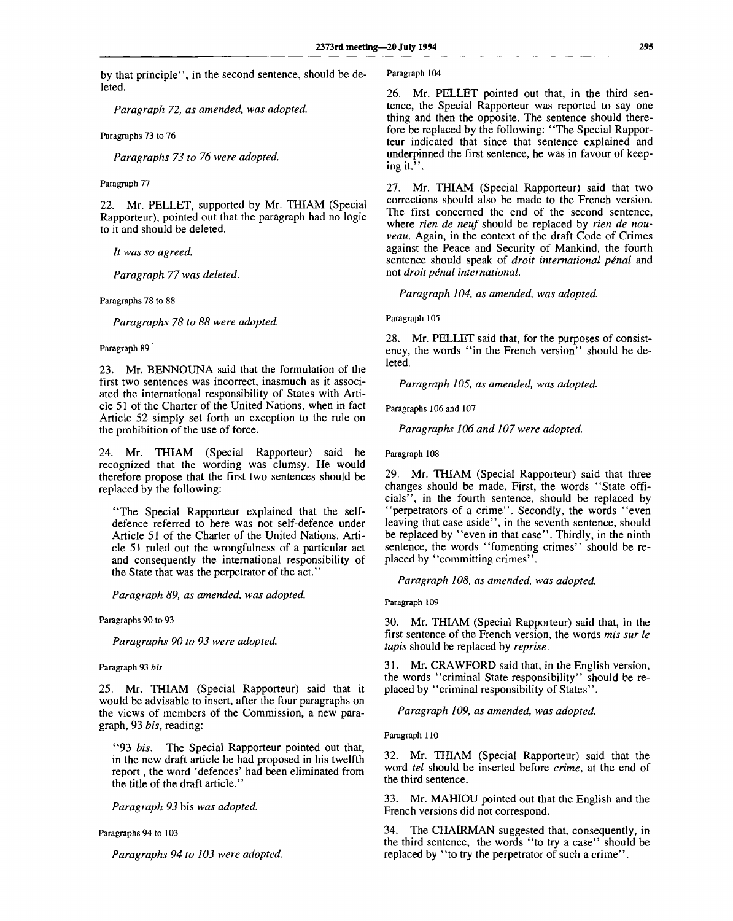by that principle", in the second sentence, should be deleted.

*Paragraph 72, as amended, was adopted.*

Paragraphs 73 to 76

*Paragraphs 73 to 76 were adopted.*

Paragraph 77

22. Mr. PELLET, supported by Mr. THIAM (Special Rapporteur), pointed out that the paragraph had no logic to it and should be deleted.

*It was so agreed.*

*Paragraph 77 was deleted.*

Paragraphs 78 to 88

*Paragraphs 78 to 88 were adopted.*

Paragraph 89

23. Mr. BENNOUNA said that the formulation of the first two sentences was incorrect, inasmuch as it associated the international responsibility of States with Article 51 of the Charter of the United Nations, when in fact Article 52 simply set forth an exception to the rule on the prohibition of the use of force.

24. Mr. THIAM (Special Rapporteur) said he recognized that the wording was clumsy. He would therefore propose that the first two sentences should be replaced by the following:

> "The Special Rapporteur explained that the self-defence referred to here was not self-defence under Article 51 of the Charter of the United Nations. Article 51 ruled out the wrongfulness of a particular act and consequently the international responsibility of the State that was the perpetrator of the act."

*Paragraph 89, as amended, was adopted.*

Paragraphs 90 to 93

*Paragraphs 90 to 93 were adopted.*

Paragraph 93 *bis*

25. Mr. THIAM (Special Rapporteur) said that it would be advisable to insert, after the four paragraphs on the views of members of the Commission, a new paragraph, 93 *bis*, reading:

> "93 *bis*. The Special Rapporteur pointed out that, in the new draft article he had proposed in his twelfth report , the word 'defences' had been eliminated from the title of the draft article."

*Paragraph 93* bis *was adopted.*

Paragraphs 94 to 103

*Paragraphs 94 to 103 were adopted.*

Paragraph 104

26. Mr. PELLET pointed out that, in the third sentence, the Special Rapporteur was reported to say one thing and then the opposite. The sentence should therefore be replaced by the following: "The Special Rapporteur indicated that since that sentence explained and underpinned the first sentence, he was in favour of keeping it.".

27. Mr. THIAM (Special Rapporteur) said that two corrections should also be made to the French version. The first concerned the end of the second sentence, where *rien de neuf* should be replaced by *rien de nouveau*. Again, in the context of the draft Code of Crimes against the Peace and Security of Mankind, the fourth sentence should speak of *droit international pénal* and not *droit pénal international*.

*Paragraph 104, as amended, was adopted.*

Paragraph 105

28. Mr. PELLET said that, for the purposes of consistency, the words "in the French version" should be deleted.

*Paragraph 105, as amended, was adopted.*

Paragraphs 106 and 107

*Paragraphs 106 and 107 were adopted.*

Paragraph 108

29. Mr. THIAM (Special Rapporteur) said that three changes should be made. First, the words "State officials", in the fourth sentence, should be replaced by "perpetrators of a crime". Secondly, the words "even leaving that case aside", in the seventh sentence, should be replaced by "even in that case". Thirdly, in the ninth sentence, the words "fomenting crimes" should be replaced by "committing crimes".

*Paragraph 108, as amended, was adopted.*

Paragraph 109

30. Mr. THIAM (Special Rapporteur) said that, in the first sentence of the French version, the words *mis sur le tapis* should be replaced by *reprise*.

31. Mr. CRAWFORD said that, in the English version, the words "criminal State responsibility" should be replaced by "criminal responsibility of States".

*Paragraph 109, as amended, was adopted.*

Paragraph 110

32. Mr. THIAM (Special Rapporteur) said that the word *tel* should be inserted before *crime*, at the end of the third sentence.

33. Mr. MAHIOU pointed out that the English and the French versions did not correspond.

34. The CHAIRMAN suggested that, consequently, in the third sentence, the words "to try a case" should be replaced by "to try the perpetrator of such a crime".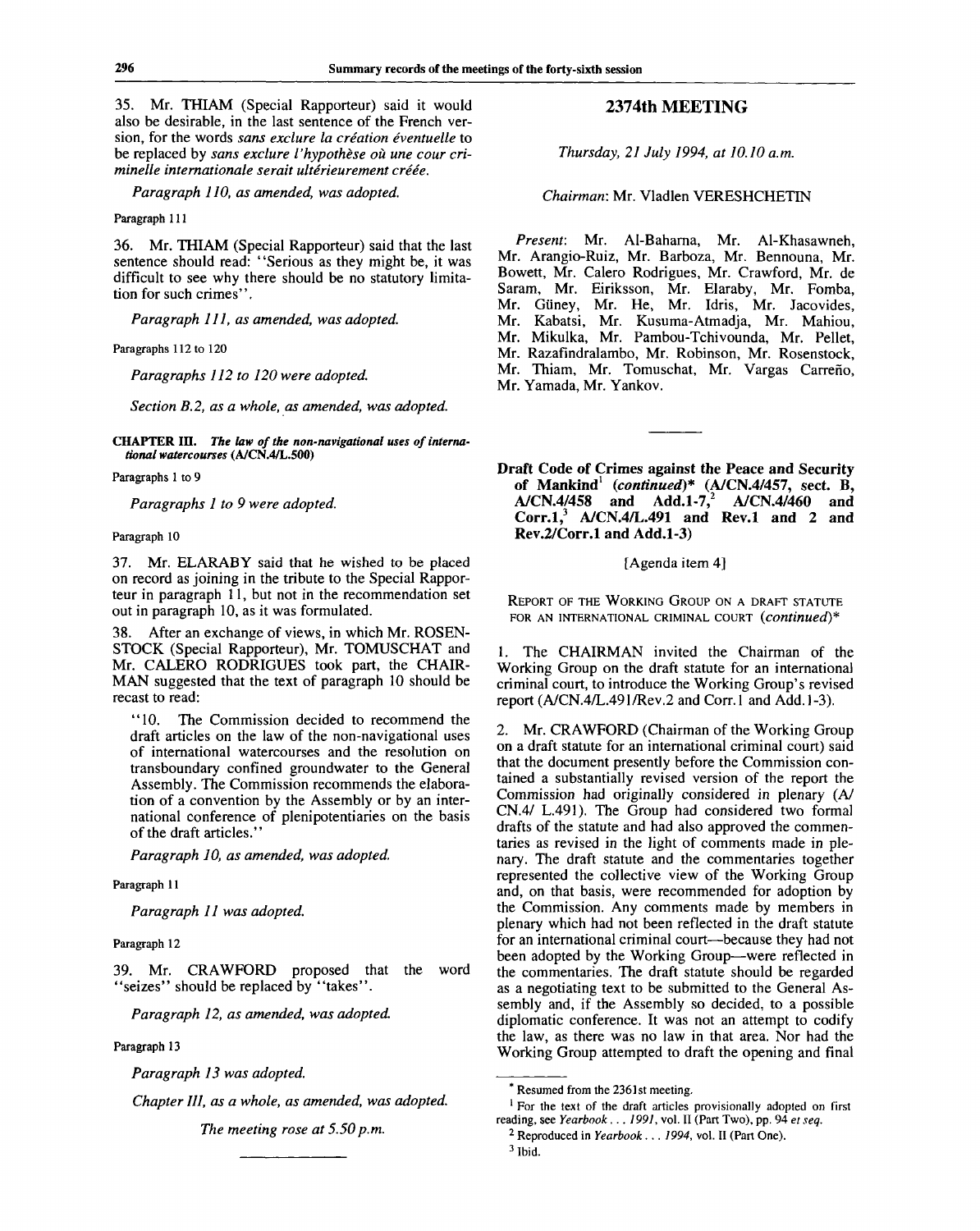35. Mr. THIAM (Special Rapporteur) said it would also be desirable, in the last sentence of the French version, for the words *sans exclure la création éventuelle* to be replaced by *sans exclure l'hypothèse où une cour criminelle internationale serait ultérieurement créée.*

*Paragraph 110, as amended, was adopted.*

Paragraph 111

36. Mr. THIAM (Special Rapporteur) said that the last sentence should read: "Serious as they might be, it was difficult to see why there should be no statutory limitation for such crimes".

*Paragraph 111, as amended, was adopted.*

Paragraphs 112 to 120

*Paragraphs 112 to 120 were adopted.*

*Section B.2, as a whole, as amended, was adopted.*

**CHAPTER III.** ***The law of the non-navigational uses of international watercourses*** **(A/CN.4/L.500)**

Paragraphs 1 to 9

*Paragraphs 1 to 9 were adopted.*

Paragraph 10

37. Mr. ELARABY said that he wished to be placed on record as joining in the tribute to the Special Rapporteur in paragraph 11, but not in the recommendation set out in paragraph 10, as it was formulated.

38. After an exchange of views, in which Mr. ROSENSTOCK (Special Rapporteur), Mr. TOMUSCHAT and Mr. CALERO RODRIGUES took part, the CHAIRMAN suggested that the text of paragraph 10 should be recast to read:

"10. The Commission decided to recommend the draft articles on the law of the non-navigational uses of international watercourses and the resolution on transboundary confined groundwater to the General Assembly. The Commission recommends the elaboration of a convention by the Assembly or by an international conference of plenipotentiaries on the basis of the draft articles."

*Paragraph 10, as amended, was adopted.*

Paragraph 11

*Paragraph 11 was adopted.*

Paragraph 12

39. Mr. CRAWFORD proposed that the word "seizes" should be replaced by "takes".

*Paragraph 12, as amended, was adopted.*

Paragraph 13

*Paragraph 13 was adopted.*

*Chapter III, as a whole, as amended, was adopted.*

*The meeting rose at 5.50 p.m.*

## 2374th MEETING

*Thursday, 21 July 1994, at 10.10 a.m.*

*Chairman*: Mr. Vladlen VERESHCHETIN

*Present*: Mr. Al-Baharna, Mr. Al-Khasawneh, Mr. Arangio-Ruiz, Mr. Barboza, Mr. Bennouna, Mr. Bowett, Mr. Calero Rodrigues, Mr. Crawford, Mr. de Saram, Mr. Eiriksson, Mr. Elaraby, Mr. Fomba, Mr. Güney, Mr. He, Mr. Idris, Mr. Jacovides, Mr. Kabatsi, Mr. Kusuma-Atmadja, Mr. Mahiou, Mr. Mikulka, Mr. Pambou-Tchivounda, Mr. Pellet, Mr. Razafindralambo, Mr. Robinson, Mr. Rosenstock, Mr. Thiam, Mr. Tomuschat, Mr. Vargas Carreño, Mr. Yamada, Mr. Yankov.

### Draft Code of Crimes against the Peace and Security of Mankind[1] (*continued*)* (A/CN.4/457, sect. B, A/CN.4/458 and Add.1-7,[2] A/CN.4/460 and Corr.1,[3] A/CN.4/L.491 and Rev.1 and 2 and Rev.2/Corr.1 and Add.1-3)

[Agenda item 4]

REPORT OF THE WORKING GROUP ON A DRAFT STATUTE FOR AN INTERNATIONAL CRIMINAL COURT (*continued*)*

1. The CHAIRMAN invited the Chairman of the Working Group on the draft statute for an international criminal court, to introduce the Working Group's revised report (A/CN.4/L.491/Rev.2 and Corr.1 and Add.1-3).

2. Mr. CRAWFORD (Chairman of the Working Group on a draft statute for an international criminal court) said that the document presently before the Commission contained a substantially revised version of the report the Commission had originally considered in plenary (A/CN.4/ L.491). The Group had considered two formal drafts of the statute and had also approved the commentaries as revised in the light of comments made in plenary. The draft statute and the commentaries together represented the collective view of the Working Group and, on that basis, were recommended for adoption by the Commission. Any comments made by members in plenary which had not been reflected in the draft statute for an international criminal court—because they had not been adopted by the Working Group—were reflected in the commentaries. The draft statute should be regarded as a negotiating text to be submitted to the General Assembly and, if the Assembly so decided, to a possible diplomatic conference. It was not an attempt to codify the law, as there was no law in that area. Nor had the Working Group attempted to draft the opening and final

---

* Resumed from the 2361st meeting.

[1] For the text of the draft articles provisionally adopted on first reading, see *Yearbook . . . 1991*, vol. II (Part Two), pp. 94 *et seq.*

[2] Reproduced in *Yearbook . . . 1994*, vol. II (Part One).

[3] Ibid.